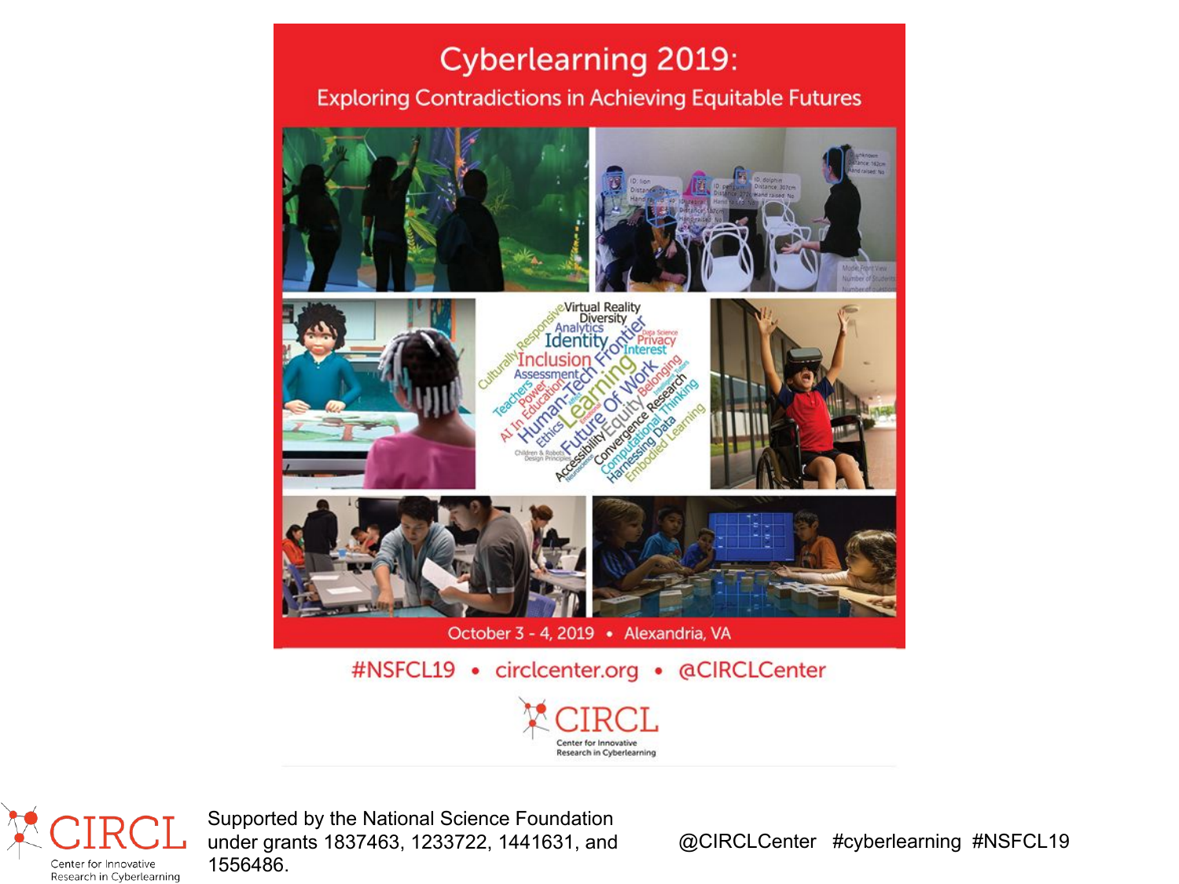# Cyberlearning 2019:

## Exploring Contradictions in Achieving Equitable Futures

October 3 - 4, 2019 • Alexandria, VA

#NSFCL19 • circlcenter.org • @CIRCLCenter

CIRCL
Center for Innovative Research in Cyberlearning

CIRCL
Center for Innovative Research in Cyberlearning

Supported by the National Science Foundation under grants 1837463, 1233722, 1441631, and 1556486.

@CIRCLCenter #cyberlearning #NSFCL19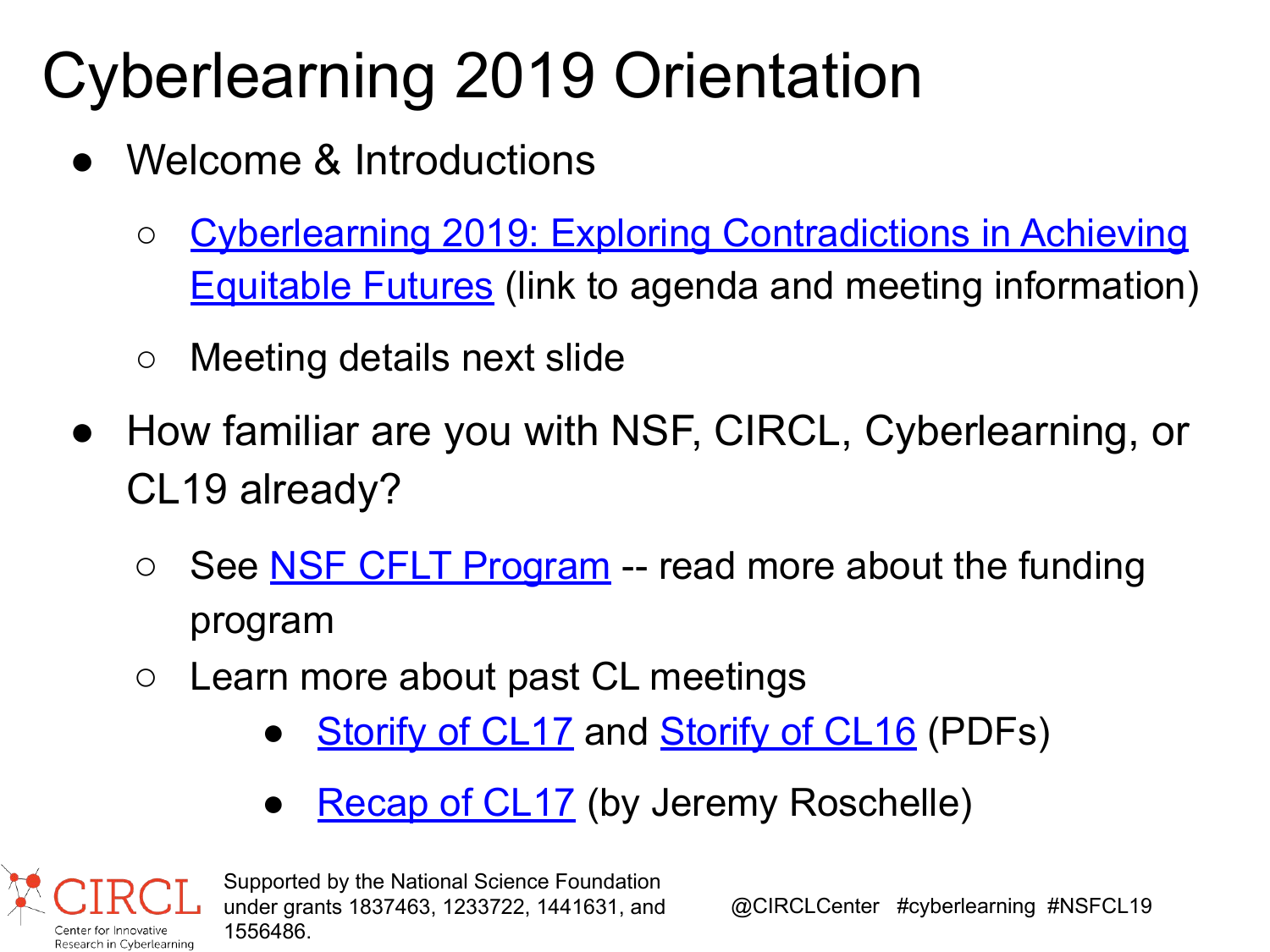# Cyberlearning 2019 Orientation

- Welcome & Introductions
  - Cyberlearning 2019: Exploring Contradictions in Achieving Equitable Futures (link to agenda and meeting information)
  - Meeting details next slide
- How familiar are you with NSF, CIRCL, Cyberlearning, or CL19 already?
  - See NSF CFLT Program -- read more about the funding program
  - Learn more about past CL meetings
    - Storify of CL17 and Storify of CL16 (PDFs)
    - Recap of CL17 (by Jeremy Roschelle)

CIRCL Center for Innovative Research in Cyberlearning

Supported by the National Science Foundation under grants 1837463, 1233722, 1441631, and 1556486.

@CIRCLCenter #cyberlearning #NSFCL19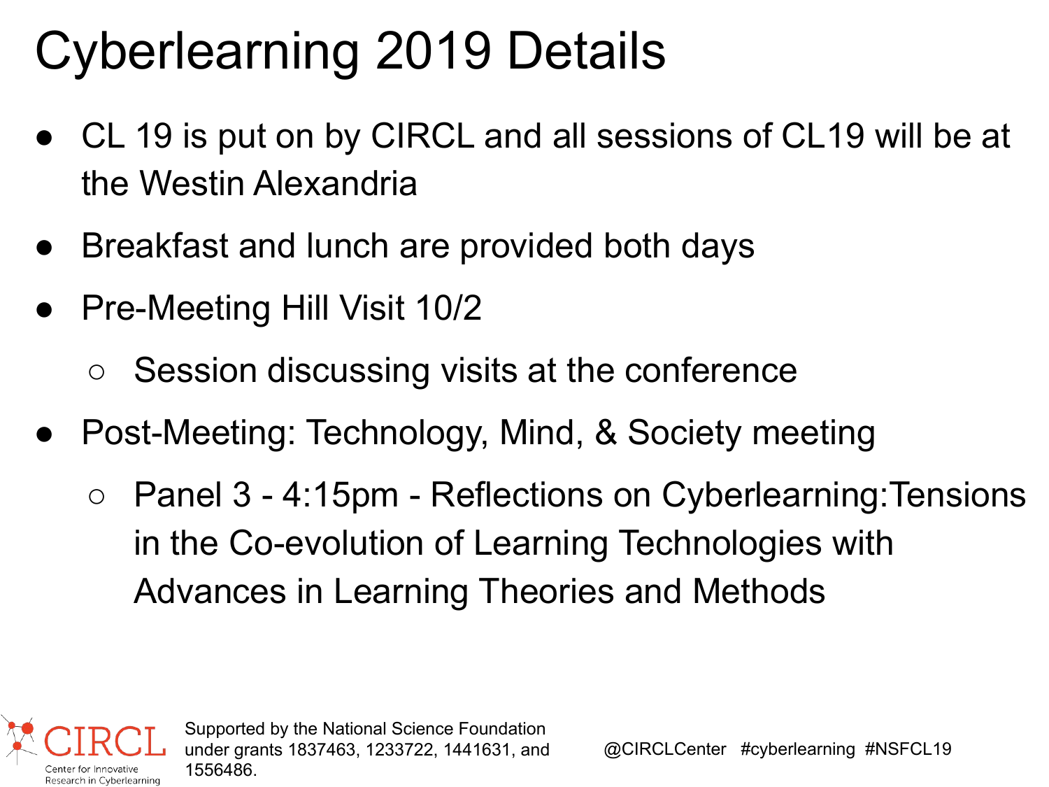# Cyberlearning 2019 Details

- CL 19 is put on by CIRCL and all sessions of CL19 will be at the Westin Alexandria
- Breakfast and lunch are provided both days
- Pre-Meeting Hill Visit 10/2
  - Session discussing visits at the conference
- Post-Meeting: Technology, Mind, & Society meeting
  - Panel 3 - 4:15pm - Reflections on Cyberlearning:Tensions in the Co-evolution of Learning Technologies with Advances in Learning Theories and Methods

CIRCL Center for Innovative Research in Cyberlearning

Supported by the National Science Foundation under grants 1837463, 1233722, 1441631, and 1556486.

@CIRCLCenter #cyberlearning #NSFCL19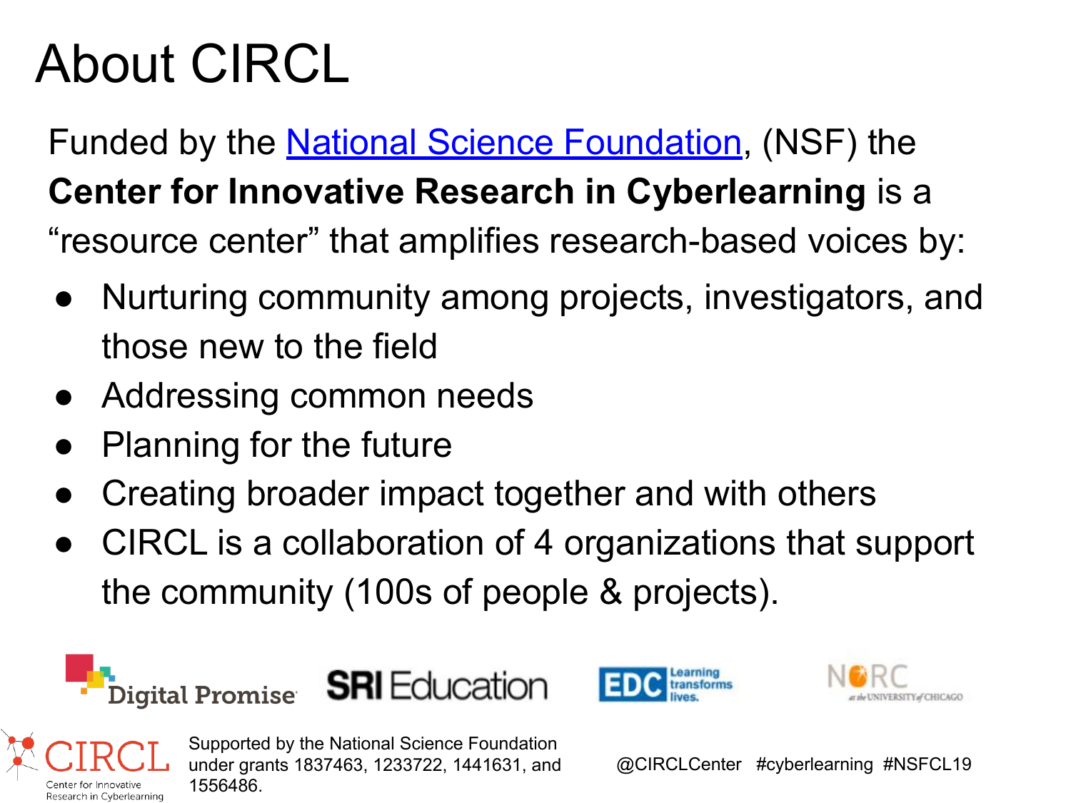# About CIRCL

Funded by the National Science Foundation, (NSF) the **Center for Innovative Research in Cyberlearning** is a "resource center" that amplifies research-based voices by:

- Nurturing community among projects, investigators, and those new to the field
- Addressing common needs
- Planning for the future
- Creating broader impact together and with others
- CIRCL is a collaboration of 4 organizations that support the community (100s of people & projects).

Digital Promise   SRI Education   EDC Learning transforms lives.   NORC at the UNIVERSITY of CHICAGO

CIRCL Center for Innovative Research in Cyberlearning

Supported by the National Science Foundation under grants 1837463, 1233722, 1441631, and 1556486.

@CIRCLCenter #cyberlearning #NSFCL19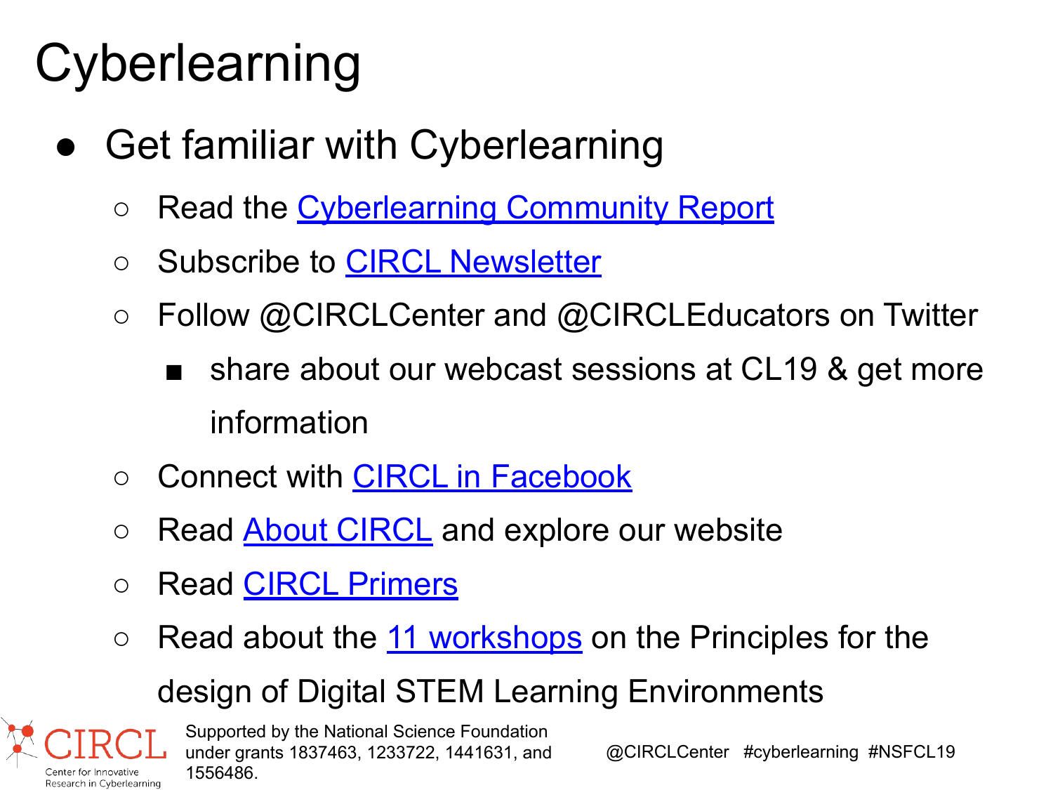# Cyberlearning

- Get familiar with Cyberlearning
  - Read the Cyberlearning Community Report
  - Subscribe to CIRCL Newsletter
  - Follow @CIRCLCenter and @CIRCLEducators on Twitter
    - share about our webcast sessions at CL19 & get more information
  - Connect with CIRCL in Facebook
  - Read About CIRCL and explore our website
  - Read CIRCL Primers
  - Read about the 11 workshops on the Principles for the design of Digital STEM Learning Environments

CIRCL Center for Innovative Research in Cyberlearning

Supported by the National Science Foundation under grants 1837463, 1233722, 1441631, and 1556486.

@CIRCLCenter #cyberlearning #NSFCL19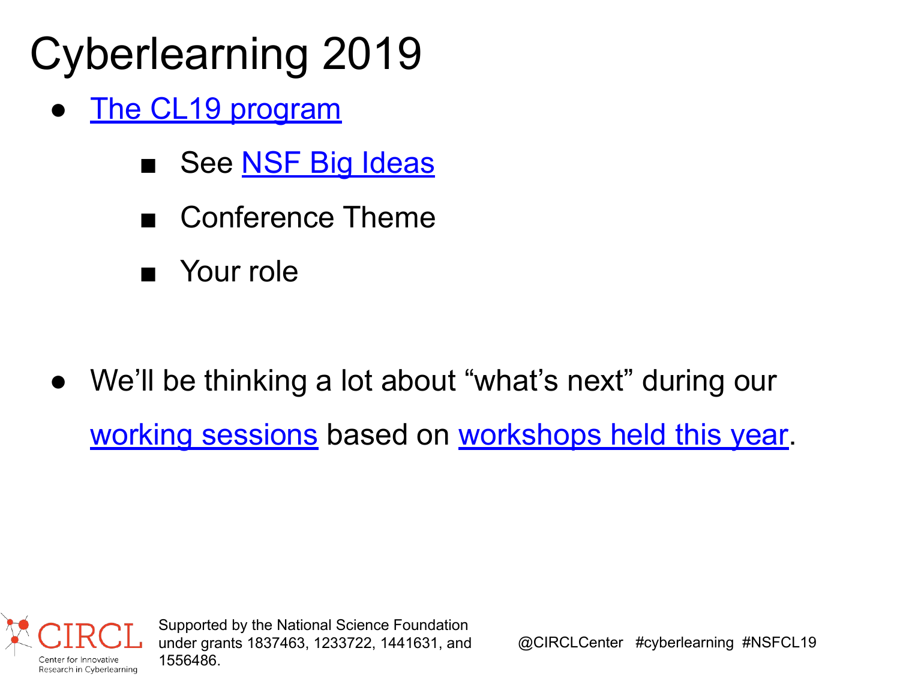# Cyberlearning 2019

- The CL19 program
  - See NSF Big Ideas
  - Conference Theme
  - Your role

- We'll be thinking a lot about "what's next" during our working sessions based on workshops held this year.

CIRCL Center for Innovative Research in Cyberlearning

Supported by the National Science Foundation under grants 1837463, 1233722, 1441631, and 1556486.

@CIRCLCenter #cyberlearning #NSFCL19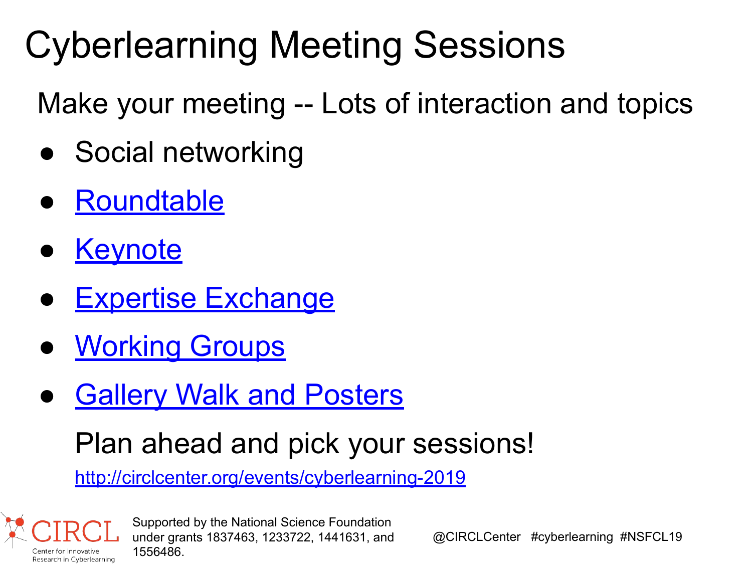# Cyberlearning Meeting Sessions

Make your meeting -- Lots of interaction and topics

- Social networking
- Roundtable
- Keynote
- Expertise Exchange
- Working Groups
- Gallery Walk and Posters

Plan ahead and pick your sessions!

http://circlcenter.org/events/cyberlearning-2019

CIRCL Center for Innovative Research in Cyberlearning

Supported by the National Science Foundation under grants 1837463, 1233722, 1441631, and 1556486.

@CIRCLCenter #cyberlearning #NSFCL19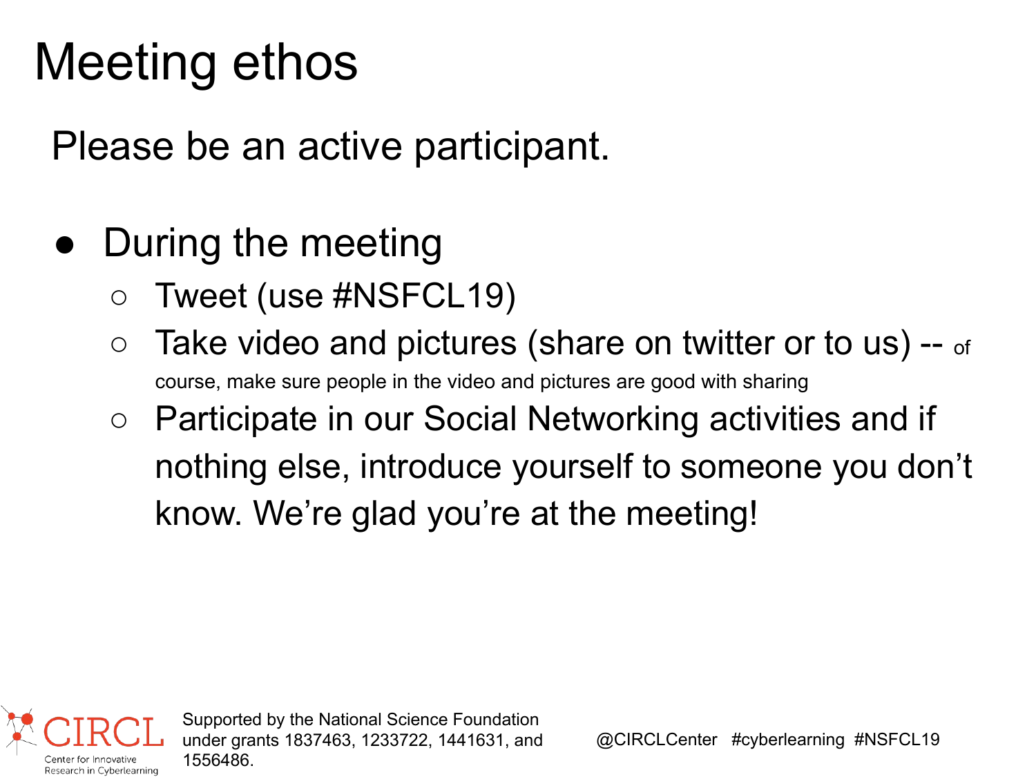# Meeting ethos

Please be an active participant.

- During the meeting
  - Tweet (use #NSFCL19)
  - Take video and pictures (share on twitter or to us) -- of course, make sure people in the video and pictures are good with sharing
  - Participate in our Social Networking activities and if nothing else, introduce yourself to someone you don't know. We're glad you're at the meeting!

CIRCL Center for Innovative Research in Cyberlearning

Supported by the National Science Foundation under grants 1837463, 1233722, 1441631, and 1556486.

@CIRCLCenter #cyberlearning #NSFCL19